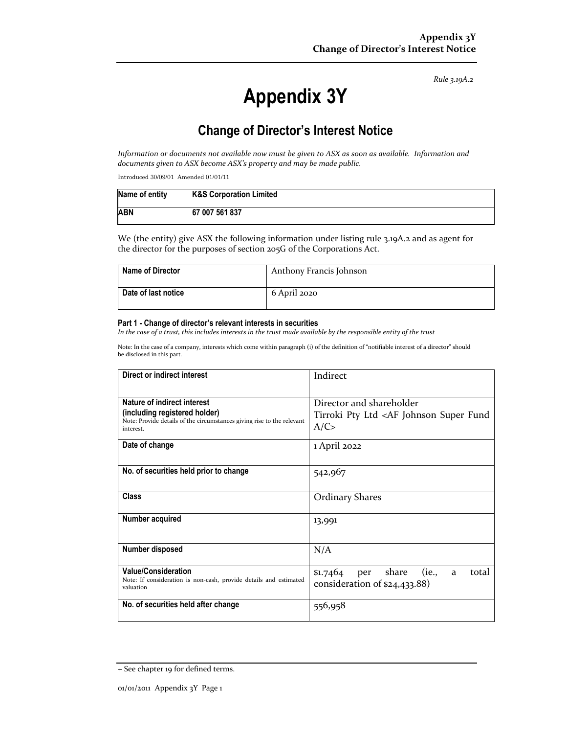*Rule 3.19A.2*

# Appendix 3Y

## Change of Director's Interest Notice

*Information or documents not available now must be given to ASX as soon as available. Information and documents given to ASX become ASX's property and may be made public.*

Introduced 30/09/01 Amended 01/01/11

| Name of entity | K&S Corporation Limited |
|---|---|
| ABN | 67 007 561 837 |

We (the entity) give ASX the following information under listing rule 3.19A.2 and as agent for the director for the purposes of section 205G of the Corporations Act.

| Name of Director | Anthony Francis Johnson |
|---|---|
| Date of last notice | 6 April 2020 |

**Part 1 - Change of director's relevant interests in securities**

*In the case of a trust, this includes interests in the trust made available by the responsible entity of the trust*

Note: In the case of a company, interests which come within paragraph (i) of the definition of "notifiable interest of a director" should be disclosed in this part.

| Direct or indirect interest | Indirect |
|---|---|
| **Nature of indirect interest (including registered holder)** Note: Provide details of the circumstances giving rise to the relevant interest. | Director and shareholder Tirroki Pty Ltd <AF Johnson Super Fund A/C> |
| **Date of change** | 1 April 2022 |
| **No. of securities held prior to change** | 542,967 |
| **Class** | Ordinary Shares |
| **Number acquired** | 13,991 |
| **Number disposed** | N/A |
| **Value/Consideration** Note: If consideration is non-cash, provide details and estimated valuation | $1.7464 per share (ie., a total consideration of $24,433.88) |
| **No. of securities held after change** | 556,958 |

+ See chapter 19 for defined terms.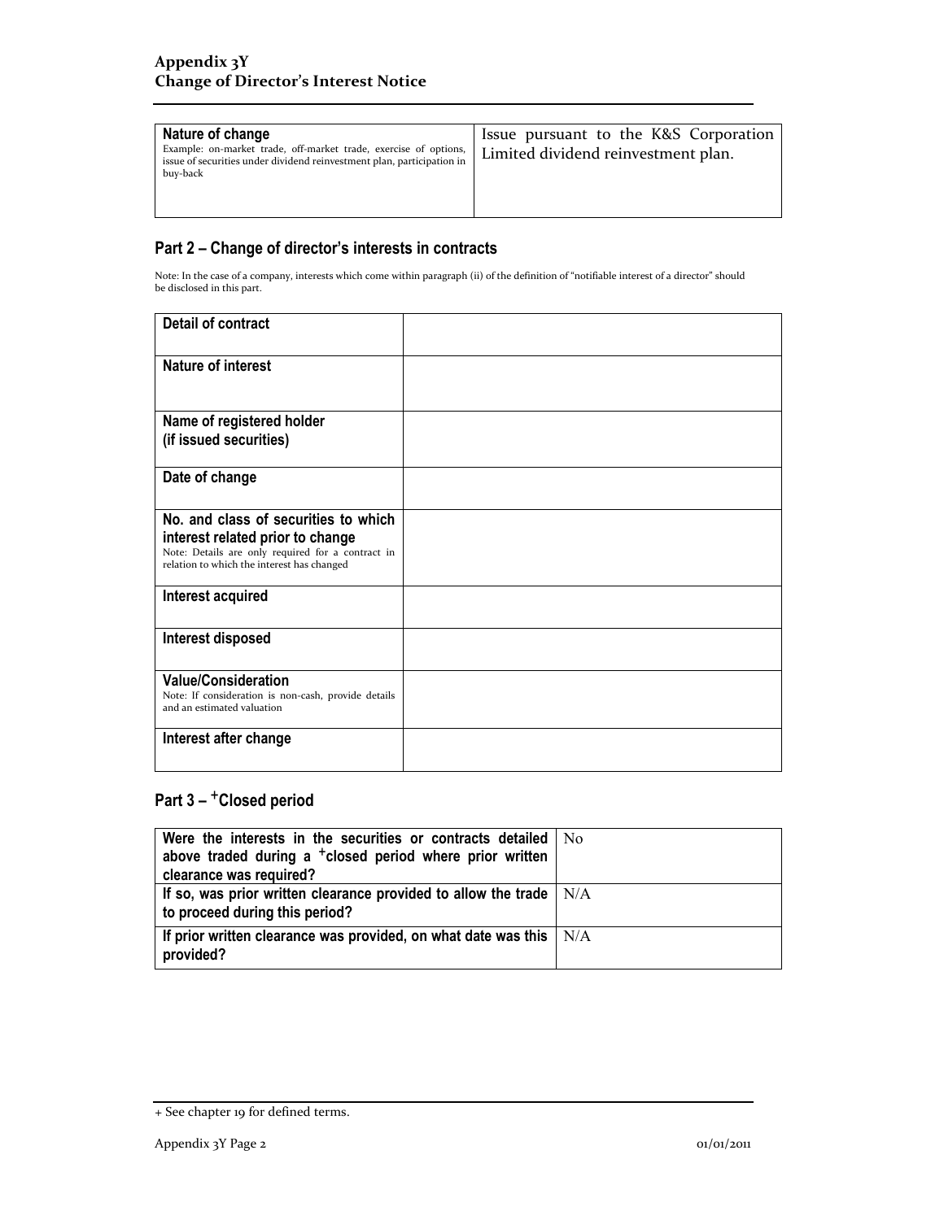| Nature of change<br>Example: on-market trade, off-market trade, exercise of options, issue of securities under dividend reinvestment plan, participation in buy-back | Issue pursuant to the K&S Corporation Limited dividend reinvestment plan. |
|---|---|

## Part 2 – Change of director's interests in contracts

Note: In the case of a company, interests which come within paragraph (ii) of the definition of "notifiable interest of a director" should be disclosed in this part.

| Detail of contract | |
|---|---|
| Nature of interest | |
| Name of registered holder<br>(if issued securities) | |
| Date of change | |
| No. and class of securities to which interest related prior to change<br>Note: Details are only required for a contract in relation to which the interest has changed | |
| Interest acquired | |
| Interest disposed | |
| Value/Consideration<br>Note: If consideration is non-cash, provide details and an estimated valuation | |
| Interest after change | |

## Part 3 – +Closed period

| Were the interests in the securities or contracts detailed above traded during a +closed period where prior written clearance was required? | No |
|---|---|
| If so, was prior written clearance provided to allow the trade to proceed during this period? | N/A |
| If prior written clearance was provided, on what date was this provided? | N/A |

+ See chapter 19 for defined terms.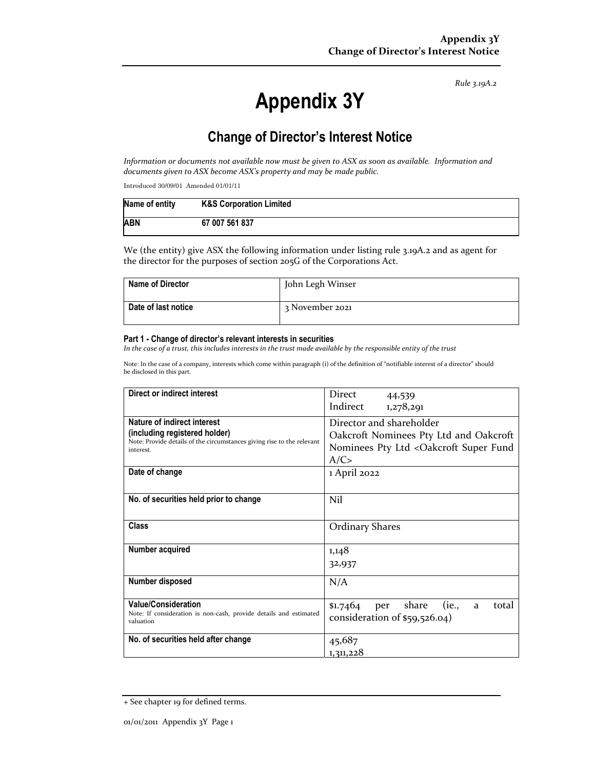*Rule 3.19A.2*

# Appendix 3Y

## Change of Director's Interest Notice

*Information or documents not available now must be given to ASX as soon as available. Information and documents given to ASX become ASX's property and may be made public.*

Introduced 30/09/01 Amended 01/01/11

| Name of entity | K&S Corporation Limited |
|---|---|
| ABN | 67 007 561 837 |

We (the entity) give ASX the following information under listing rule 3.19A.2 and as agent for the director for the purposes of section 205G of the Corporations Act.

| Name of Director | John Legh Winser |
|---|---|
| Date of last notice | 3 November 2021 |

#### Part 1 - Change of director's relevant interests in securities

*In the case of a trust, this includes interests in the trust made available by the responsible entity of the trust*

Note: In the case of a company, interests which come within paragraph (i) of the definition of "notifiable interest of a director" should be disclosed in this part.

| | |
|---|---|
| **Direct or indirect interest** | Direct 44,539<br>Indirect 1,278,291 |
| **Nature of indirect interest (including registered holder)**<br>Note: Provide details of the circumstances giving rise to the relevant interest. | Director and shareholder<br>Oakcroft Nominees Pty Ltd and Oakcroft Nominees Pty Ltd <Oakcroft Super Fund A/C> |
| **Date of change** | 1 April 2022 |
| **No. of securities held prior to change** | Nil |
| **Class** | Ordinary Shares |
| **Number acquired** | 1,148<br>32,937 |
| **Number disposed** | N/A |
| **Value/Consideration**<br>Note: If consideration is non-cash, provide details and estimated valuation | $1.7464 per share (ie., a total consideration of $59,526.04) |
| **No. of securities held after change** | 45,687<br>1,311,228 |

+ See chapter 19 for defined terms.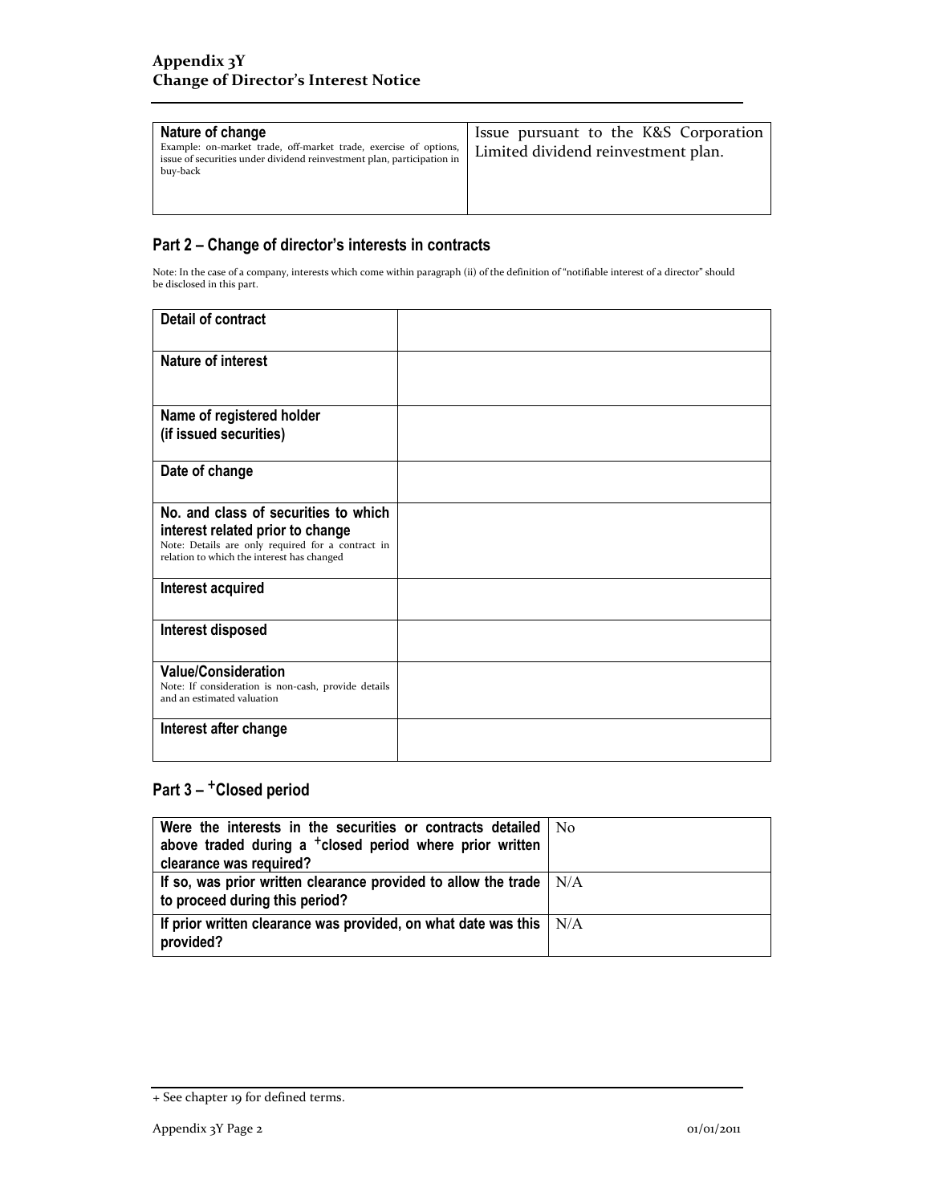| | |
|---|---|
| **Nature of change**<br>Example: on-market trade, off-market trade, exercise of options, issue of securities under dividend reinvestment plan, participation in buy-back | Issue pursuant to the K&S Corporation Limited dividend reinvestment plan. |

## Part 2 – Change of director's interests in contracts

Note: In the case of a company, interests which come within paragraph (ii) of the definition of "notifiable interest of a director" should be disclosed in this part.

| | |
|---|---|
| **Detail of contract** | |
| **Nature of interest** | |
| **Name of registered holder (if issued securities)** | |
| **Date of change** | |
| **No. and class of securities to which interest related prior to change**<br>Note: Details are only required for a contract in relation to which the interest has changed | |
| **Interest acquired** | |
| **Interest disposed** | |
| **Value/Consideration**<br>Note: If consideration is non-cash, provide details and an estimated valuation | |
| **Interest after change** | |

## Part 3 – +Closed period

| | |
|---|---|
| **Were the interests in the securities or contracts detailed above traded during a +closed period where prior written clearance was required?** | No |
| **If so, was prior written clearance provided to allow the trade to proceed during this period?** | N/A |
| **If prior written clearance was provided, on what date was this provided?** | N/A |

+ See chapter 19 for defined terms.